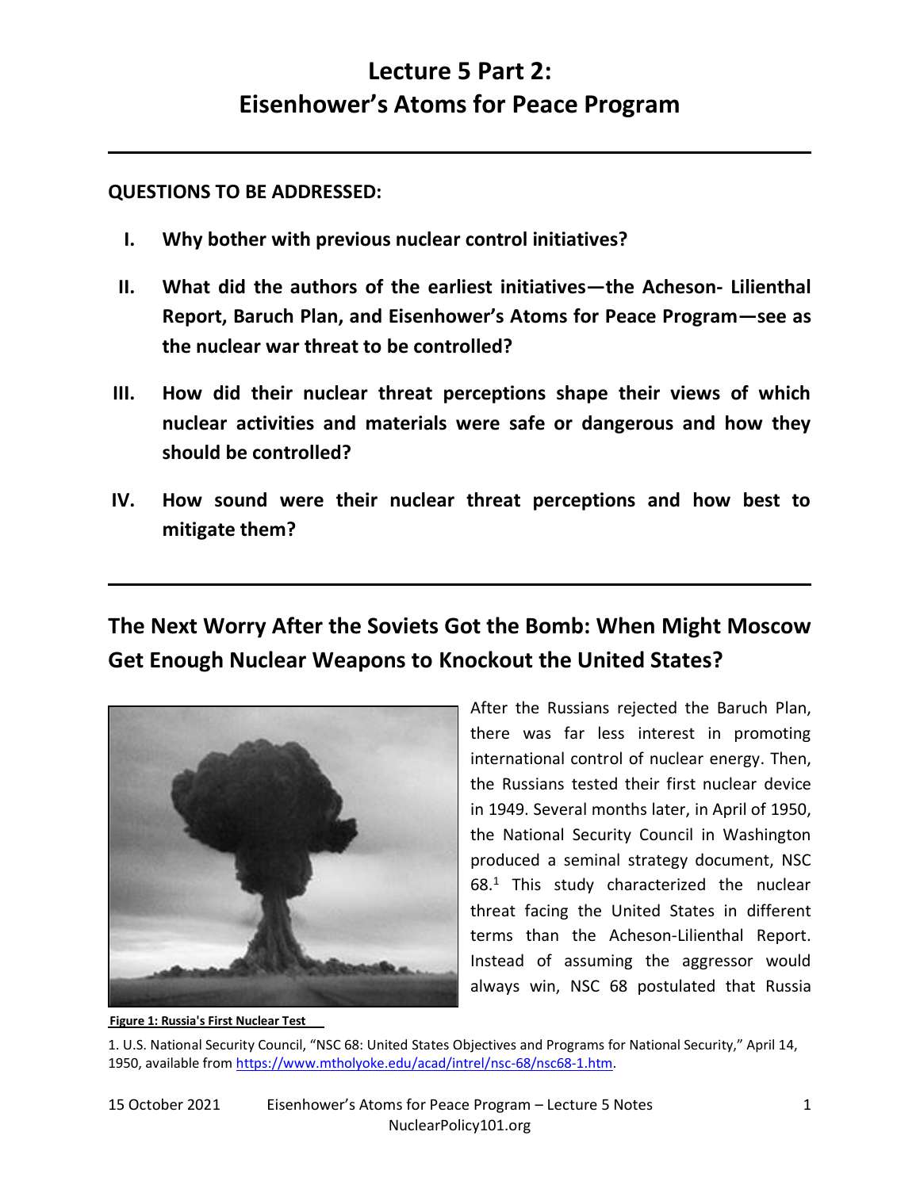# Lecture 5 Part 2:
# Eisenhower's Atoms for Peace Program

**QUESTIONS TO BE ADDRESSED:**

I. **Why bother with previous nuclear control initiatives?**

II. **What did the authors of the earliest initiatives—the Acheson- Lilienthal Report, Baruch Plan, and Eisenhower's Atoms for Peace Program—see as the nuclear war threat to be controlled?**

III. **How did their nuclear threat perceptions shape their views of which nuclear activities and materials were safe or dangerous and how they should be controlled?**

IV. **How sound were their nuclear threat perceptions and how best to mitigate them?**

## The Next Worry After the Soviets Got the Bomb: When Might Moscow Get Enough Nuclear Weapons to Knockout the United States?

**Figure 1: Russia's First Nuclear Test**

After the Russians rejected the Baruch Plan, there was far less interest in promoting international control of nuclear energy. Then, the Russians tested their first nuclear device in 1949. Several months later, in April of 1950, the National Security Council in Washington produced a seminal strategy document, NSC 68.[1] This study characterized the nuclear threat facing the United States in different terms than the Acheson-Lilienthal Report. Instead of assuming the aggressor would always win, NSC 68 postulated that Russia

1. U.S. National Security Council, "NSC 68: United States Objectives and Programs for National Security," April 14, 1950, available from https://www.mtholyoke.edu/acad/intrel/nsc-68/nsc68-1.htm.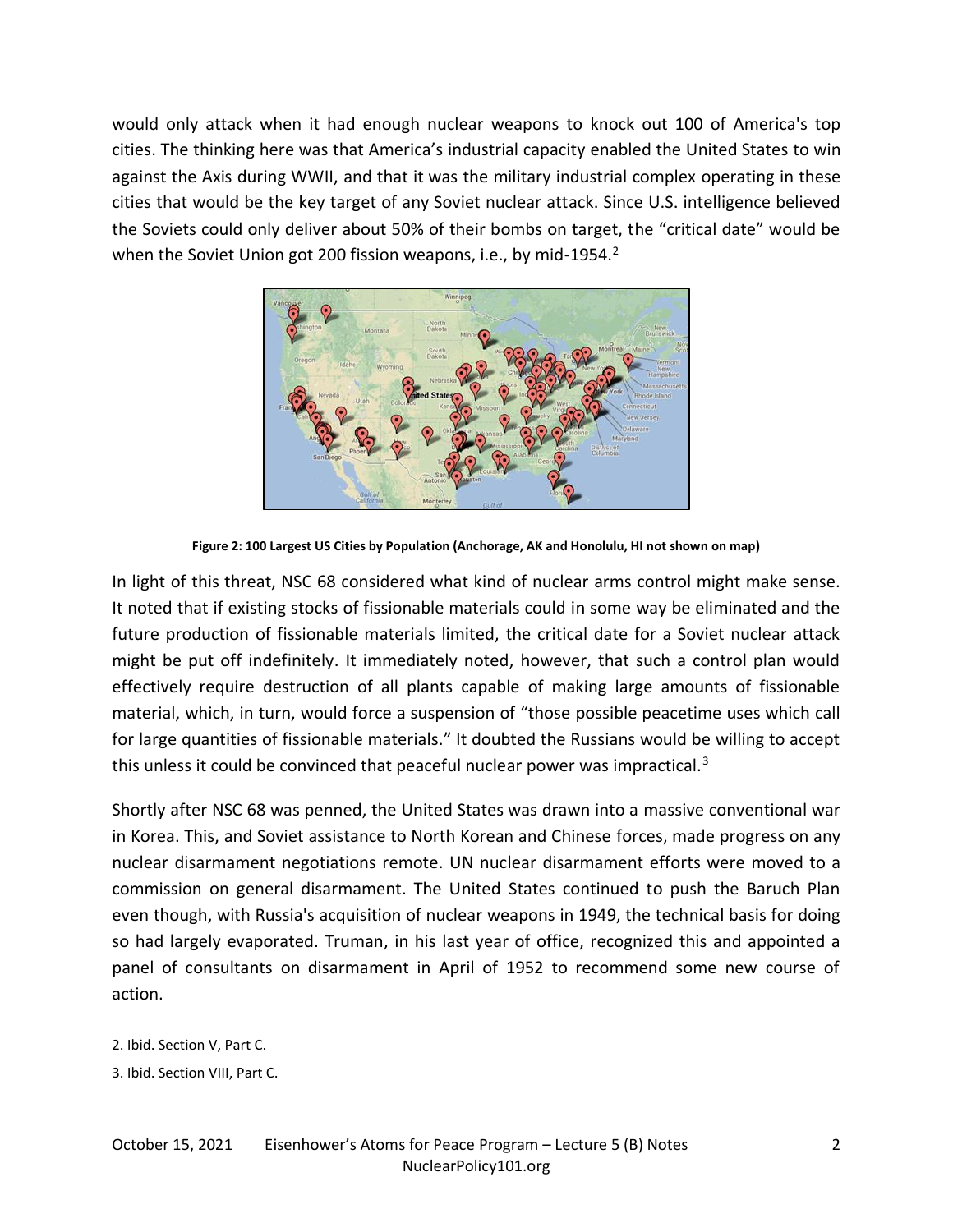would only attack when it had enough nuclear weapons to knock out 100 of America's top cities. The thinking here was that America's industrial capacity enabled the United States to win against the Axis during WWII, and that it was the military industrial complex operating in these cities that would be the key target of any Soviet nuclear attack. Since U.S. intelligence believed the Soviets could only deliver about 50% of their bombs on target, the "critical date" would be when the Soviet Union got 200 fission weapons, i.e., by mid-1954.[2]

**Figure 2: 100 Largest US Cities by Population (Anchorage, AK and Honolulu, HI not shown on map)**

In light of this threat, NSC 68 considered what kind of nuclear arms control might make sense. It noted that if existing stocks of fissionable materials could in some way be eliminated and the future production of fissionable materials limited, the critical date for a Soviet nuclear attack might be put off indefinitely. It immediately noted, however, that such a control plan would effectively require destruction of all plants capable of making large amounts of fissionable material, which, in turn, would force a suspension of "those possible peacetime uses which call for large quantities of fissionable materials." It doubted the Russians would be willing to accept this unless it could be convinced that peaceful nuclear power was impractical.[3]

Shortly after NSC 68 was penned, the United States was drawn into a massive conventional war in Korea. This, and Soviet assistance to North Korean and Chinese forces, made progress on any nuclear disarmament negotiations remote. UN nuclear disarmament efforts were moved to a commission on general disarmament. The United States continued to push the Baruch Plan even though, with Russia's acquisition of nuclear weapons in 1949, the technical basis for doing so had largely evaporated. Truman, in his last year of office, recognized this and appointed a panel of consultants on disarmament in April of 1952 to recommend some new course of action.

---

2. Ibid. Section V, Part C.

3. Ibid. Section VIII, Part C.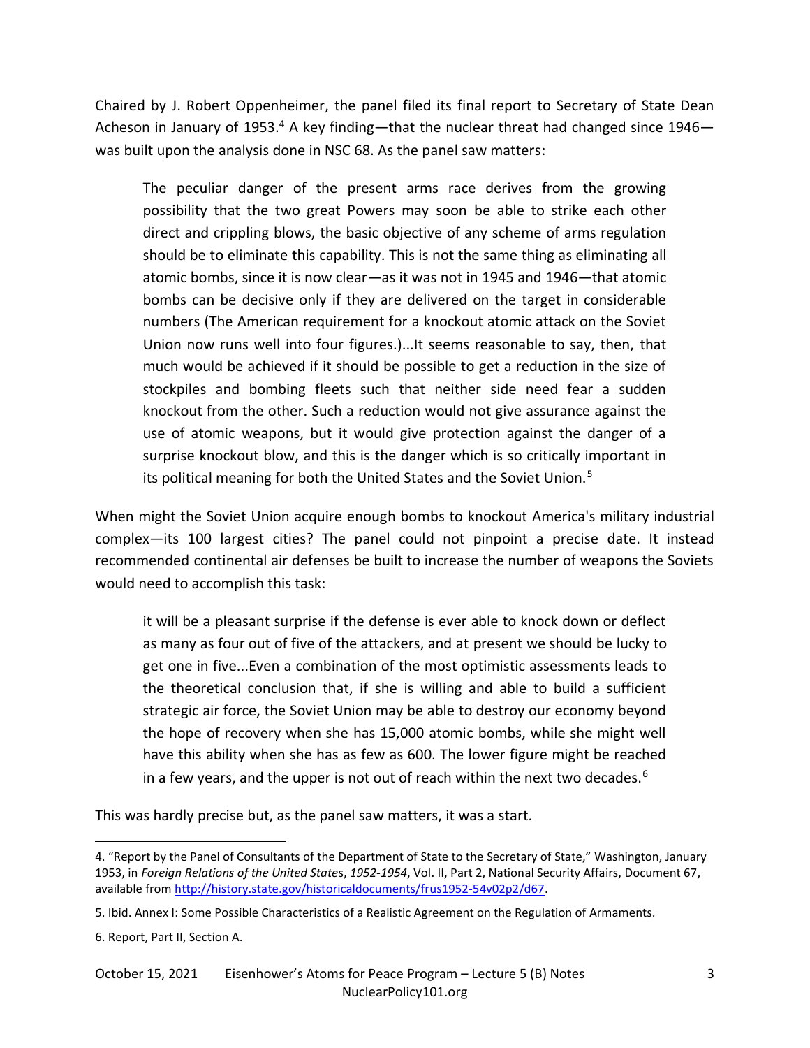Chaired by J. Robert Oppenheimer, the panel filed its final report to Secretary of State Dean Acheson in January of 1953.[4] A key finding—that the nuclear threat had changed since 1946—was built upon the analysis done in NSC 68. As the panel saw matters:

> The peculiar danger of the present arms race derives from the growing possibility that the two great Powers may soon be able to strike each other direct and crippling blows, the basic objective of any scheme of arms regulation should be to eliminate this capability. This is not the same thing as eliminating all atomic bombs, since it is now clear—as it was not in 1945 and 1946—that atomic bombs can be decisive only if they are delivered on the target in considerable numbers (The American requirement for a knockout atomic attack on the Soviet Union now runs well into four figures.)...It seems reasonable to say, then, that much would be achieved if it should be possible to get a reduction in the size of stockpiles and bombing fleets such that neither side need fear a sudden knockout from the other. Such a reduction would not give assurance against the use of atomic weapons, but it would give protection against the danger of a surprise knockout blow, and this is the danger which is so critically important in its political meaning for both the United States and the Soviet Union.[5]

When might the Soviet Union acquire enough bombs to knockout America's military industrial complex—its 100 largest cities? The panel could not pinpoint a precise date. It instead recommended continental air defenses be built to increase the number of weapons the Soviets would need to accomplish this task:

> it will be a pleasant surprise if the defense is ever able to knock down or deflect as many as four out of five of the attackers, and at present we should be lucky to get one in five...Even a combination of the most optimistic assessments leads to the theoretical conclusion that, if she is willing and able to build a sufficient strategic air force, the Soviet Union may be able to destroy our economy beyond the hope of recovery when she has 15,000 atomic bombs, while she might well have this ability when she has as few as 600. The lower figure might be reached in a few years, and the upper is not out of reach within the next two decades.[6]

This was hardly precise but, as the panel saw matters, it was a start.

---

4. "Report by the Panel of Consultants of the Department of State to the Secretary of State," Washington, January 1953, in *Foreign Relations of the United States*, *1952-1954*, Vol. II, Part 2, National Security Affairs, Document 67, available from http://history.state.gov/historicaldocuments/frus1952-54v02p2/d67.

5. Ibid. Annex I: Some Possible Characteristics of a Realistic Agreement on the Regulation of Armaments.

6. Report, Part II, Section A.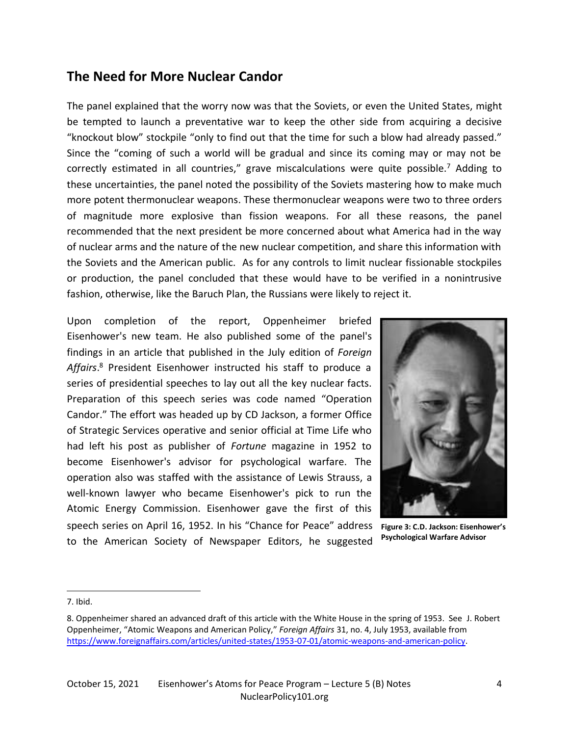## The Need for More Nuclear Candor

The panel explained that the worry now was that the Soviets, or even the United States, might be tempted to launch a preventative war to keep the other side from acquiring a decisive "knockout blow" stockpile "only to find out that the time for such a blow had already passed." Since the "coming of such a world will be gradual and since its coming may or may not be correctly estimated in all countries," grave miscalculations were quite possible.[7] Adding to these uncertainties, the panel noted the possibility of the Soviets mastering how to make much more potent thermonuclear weapons. These thermonuclear weapons were two to three orders of magnitude more explosive than fission weapons. For all these reasons, the panel recommended that the next president be more concerned about what America had in the way of nuclear arms and the nature of the new nuclear competition, and share this information with the Soviets and the American public. As for any controls to limit nuclear fissionable stockpiles or production, the panel concluded that these would have to be verified in a nonintrusive fashion, otherwise, like the Baruch Plan, the Russians were likely to reject it.

Upon completion of the report, Oppenheimer briefed Eisenhower's new team. He also published some of the panel's findings in an article that published in the July edition of *Foreign Affairs*.[8] President Eisenhower instructed his staff to produce a series of presidential speeches to lay out all the key nuclear facts. Preparation of this speech series was code named "Operation Candor." The effort was headed up by CD Jackson, a former Office of Strategic Services operative and senior official at Time Life who had left his post as publisher of *Fortune* magazine in 1952 to become Eisenhower's advisor for psychological warfare. The operation also was staffed with the assistance of Lewis Strauss, a well-known lawyer who became Eisenhower's pick to run the Atomic Energy Commission. Eisenhower gave the first of this speech series on April 16, 1952. In his "Chance for Peace" address to the American Society of Newspaper Editors, he suggested

**Figure 3: C.D. Jackson: Eisenhower's Psychological Warfare Advisor**

---

7. Ibid.

8. Oppenheimer shared an advanced draft of this article with the White House in the spring of 1953. See J. Robert Oppenheimer, "Atomic Weapons and American Policy," *Foreign Affairs* 31, no. 4, July 1953, available from https://www.foreignaffairs.com/articles/united-states/1953-07-01/atomic-weapons-and-american-policy.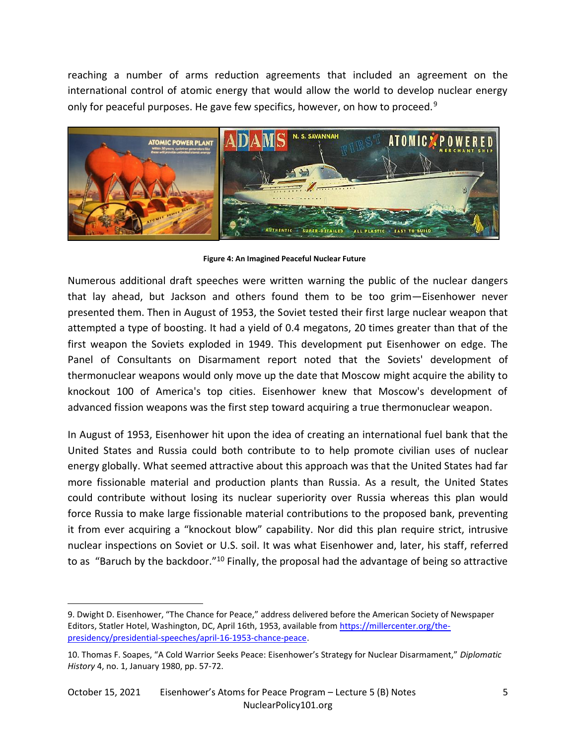reaching a number of arms reduction agreements that included an agreement on the international control of atomic energy that would allow the world to develop nuclear energy only for peaceful purposes. He gave few specifics, however, on how to proceed.[9]

**Figure 4: An Imagined Peaceful Nuclear Future**

Numerous additional draft speeches were written warning the public of the nuclear dangers that lay ahead, but Jackson and others found them to be too grim—Eisenhower never presented them. Then in August of 1953, the Soviet tested their first large nuclear weapon that attempted a type of boosting. It had a yield of 0.4 megatons, 20 times greater than that of the first weapon the Soviets exploded in 1949. This development put Eisenhower on edge. The Panel of Consultants on Disarmament report noted that the Soviets' development of thermonuclear weapons would only move up the date that Moscow might acquire the ability to knockout 100 of America's top cities. Eisenhower knew that Moscow's development of advanced fission weapons was the first step toward acquiring a true thermonuclear weapon.

In August of 1953, Eisenhower hit upon the idea of creating an international fuel bank that the United States and Russia could both contribute to to help promote civilian uses of nuclear energy globally. What seemed attractive about this approach was that the United States had far more fissionable material and production plants than Russia. As a result, the United States could contribute without losing its nuclear superiority over Russia whereas this plan would force Russia to make large fissionable material contributions to the proposed bank, preventing it from ever acquiring a "knockout blow" capability. Nor did this plan require strict, intrusive nuclear inspections on Soviet or U.S. soil. It was what Eisenhower and, later, his staff, referred to as "Baruch by the backdoor."[10] Finally, the proposal had the advantage of being so attractive

---

9. Dwight D. Eisenhower, "The Chance for Peace," address delivered before the American Society of Newspaper Editors, Statler Hotel, Washington, DC, April 16th, 1953, available from https://millercenter.org/the-presidency/presidential-speeches/april-16-1953-chance-peace.

10. Thomas F. Soapes, "A Cold Warrior Seeks Peace: Eisenhower's Strategy for Nuclear Disarmament," *Diplomatic History* 4, no. 1, January 1980, pp. 57-72.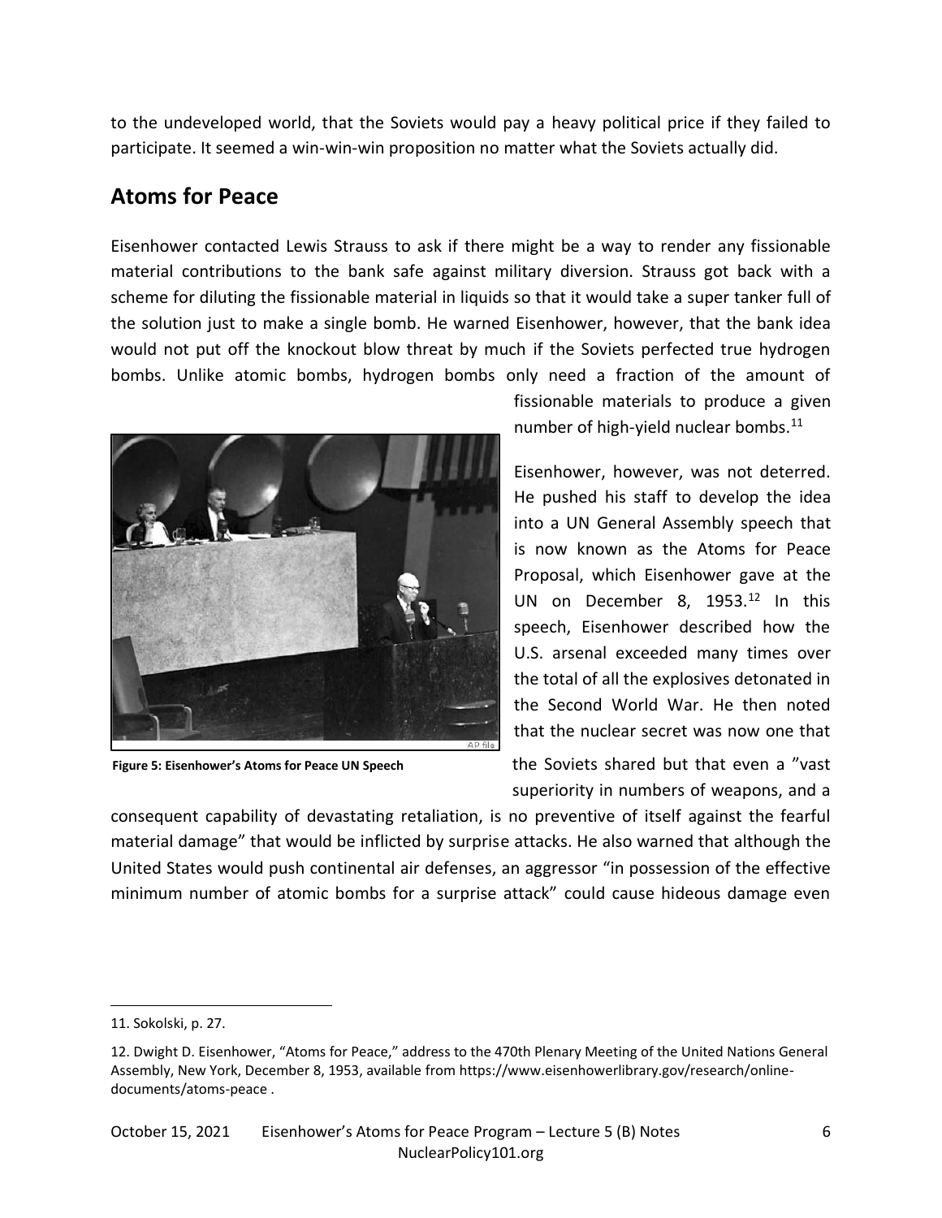to the undeveloped world, that the Soviets would pay a heavy political price if they failed to participate. It seemed a win-win-win proposition no matter what the Soviets actually did.

## Atoms for Peace

Eisenhower contacted Lewis Strauss to ask if there might be a way to render any fissionable material contributions to the bank safe against military diversion. Strauss got back with a scheme for diluting the fissionable material in liquids so that it would take a super tanker full of the solution just to make a single bomb. He warned Eisenhower, however, that the bank idea would not put off the knockout blow threat by much if the Soviets perfected true hydrogen bombs. Unlike atomic bombs, hydrogen bombs only need a fraction of the amount of fissionable materials to produce a given number of high-yield nuclear bombs.[11]

**Figure 5: Eisenhower's Atoms for Peace UN Speech**

Eisenhower, however, was not deterred. He pushed his staff to develop the idea into a UN General Assembly speech that is now known as the Atoms for Peace Proposal, which Eisenhower gave at the UN on December 8, 1953.[12] In this speech, Eisenhower described how the U.S. arsenal exceeded many times over the total of all the explosives detonated in the Second World War. He then noted that the nuclear secret was now one that the Soviets shared but that even a "vast superiority in numbers of weapons, and a consequent capability of devastating retaliation, is no preventive of itself against the fearful material damage" that would be inflicted by surprise attacks. He also warned that although the United States would push continental air defenses, an aggressor "in possession of the effective minimum number of atomic bombs for a surprise attack" could cause hideous damage even

---

11. Sokolski, p. 27.

12. Dwight D. Eisenhower, "Atoms for Peace," address to the 470th Plenary Meeting of the United Nations General Assembly, New York, December 8, 1953, available from https://www.eisenhowerlibrary.gov/research/online-documents/atoms-peace .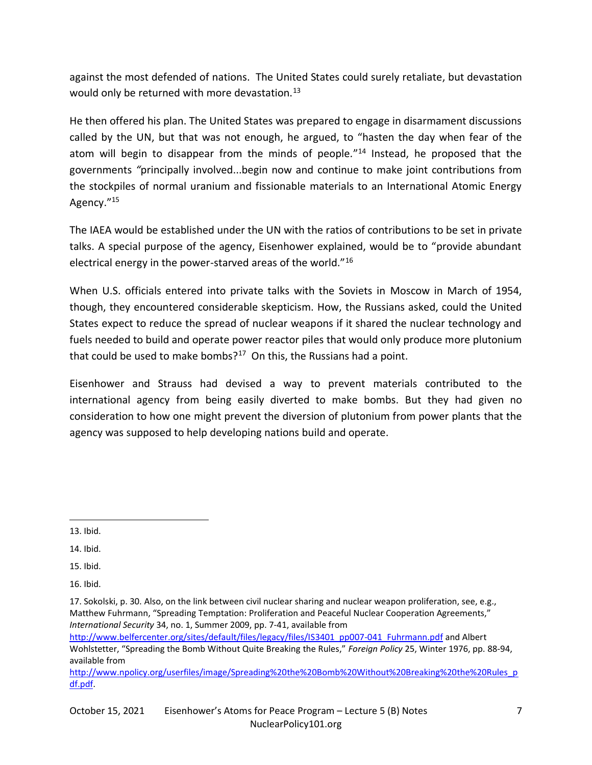against the most defended of nations. The United States could surely retaliate, but devastation would only be returned with more devastation.[13]

He then offered his plan. The United States was prepared to engage in disarmament discussions called by the UN, but that was not enough, he argued, to "hasten the day when fear of the atom will begin to disappear from the minds of people."[14] Instead, he proposed that the governments "principally involved...begin now and continue to make joint contributions from the stockpiles of normal uranium and fissionable materials to an International Atomic Energy Agency."[15]

The IAEA would be established under the UN with the ratios of contributions to be set in private talks. A special purpose of the agency, Eisenhower explained, would be to "provide abundant electrical energy in the power-starved areas of the world."[16]

When U.S. officials entered into private talks with the Soviets in Moscow in March of 1954, though, they encountered considerable skepticism. How, the Russians asked, could the United States expect to reduce the spread of nuclear weapons if it shared the nuclear technology and fuels needed to build and operate power reactor piles that would only produce more plutonium that could be used to make bombs?[17] On this, the Russians had a point.

Eisenhower and Strauss had devised a way to prevent materials contributed to the international agency from being easily diverted to make bombs. But they had given no consideration to how one might prevent the diversion of plutonium from power plants that the agency was supposed to help developing nations build and operate.

---

13. Ibid.

14. Ibid.

15. Ibid.

16. Ibid.

17. Sokolski, p. 30. Also, on the link between civil nuclear sharing and nuclear weapon proliferation, see, e.g., Matthew Fuhrmann, "Spreading Temptation: Proliferation and Peaceful Nuclear Cooperation Agreements," *International Security* 34, no. 1, Summer 2009, pp. 7-41, available from http://www.belfercenter.org/sites/default/files/legacy/files/IS3401_pp007-041_Fuhrmann.pdf and Albert Wohlstetter, "Spreading the Bomb Without Quite Breaking the Rules," *Foreign Policy* 25, Winter 1976, pp. 88-94, available from http://www.npolicy.org/userfiles/image/Spreading%20the%20Bomb%20Without%20Breaking%20the%20Rules_pdf.pdf.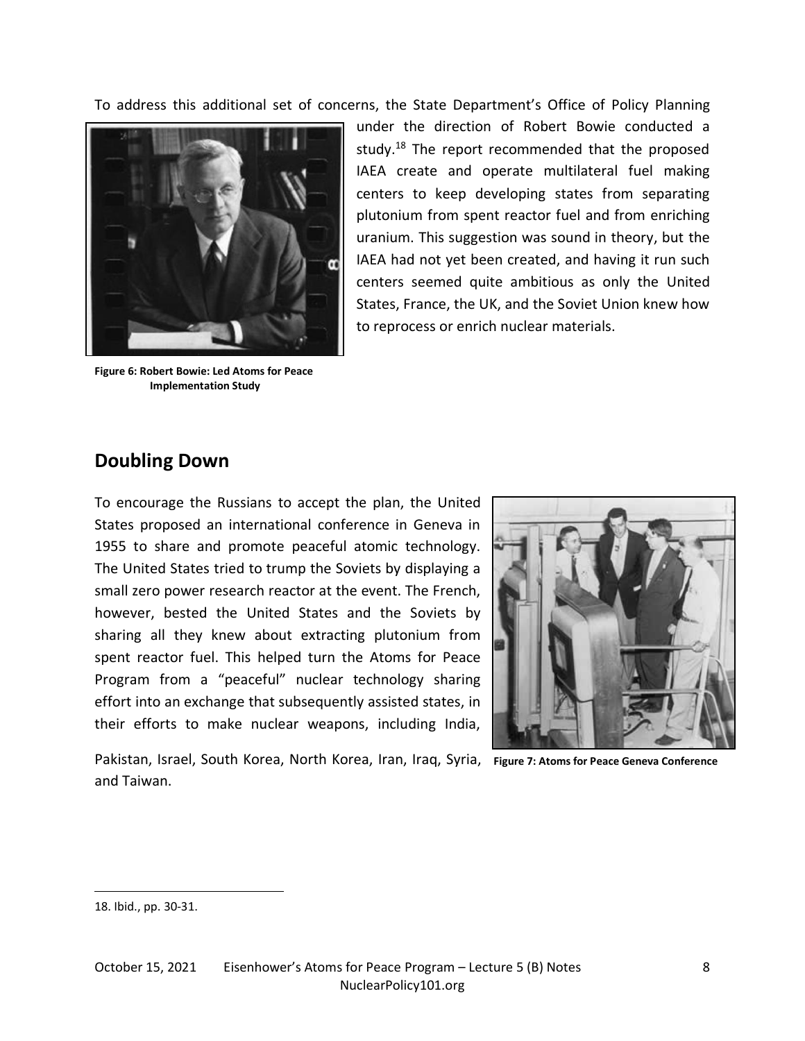To address this additional set of concerns, the State Department's Office of Policy Planning under the direction of Robert Bowie conducted a study.[18] The report recommended that the proposed IAEA create and operate multilateral fuel making centers to keep developing states from separating plutonium from spent reactor fuel and from enriching uranium. This suggestion was sound in theory, but the IAEA had not yet been created, and having it run such centers seemed quite ambitious as only the United States, France, the UK, and the Soviet Union knew how to reprocess or enrich nuclear materials.

**Figure 6: Robert Bowie: Led Atoms for Peace Implementation Study**

## Doubling Down

To encourage the Russians to accept the plan, the United States proposed an international conference in Geneva in 1955 to share and promote peaceful atomic technology. The United States tried to trump the Soviets by displaying a small zero power research reactor at the event. The French, however, bested the United States and the Soviets by sharing all they knew about extracting plutonium from spent reactor fuel. This helped turn the Atoms for Peace Program from a "peaceful" nuclear technology sharing effort into an exchange that subsequently assisted states, in their efforts to make nuclear weapons, including India, Pakistan, Israel, South Korea, North Korea, Iran, Iraq, Syria, and Taiwan.

**Figure 7: Atoms for Peace Geneva Conference**

---

18. Ibid., pp. 30-31.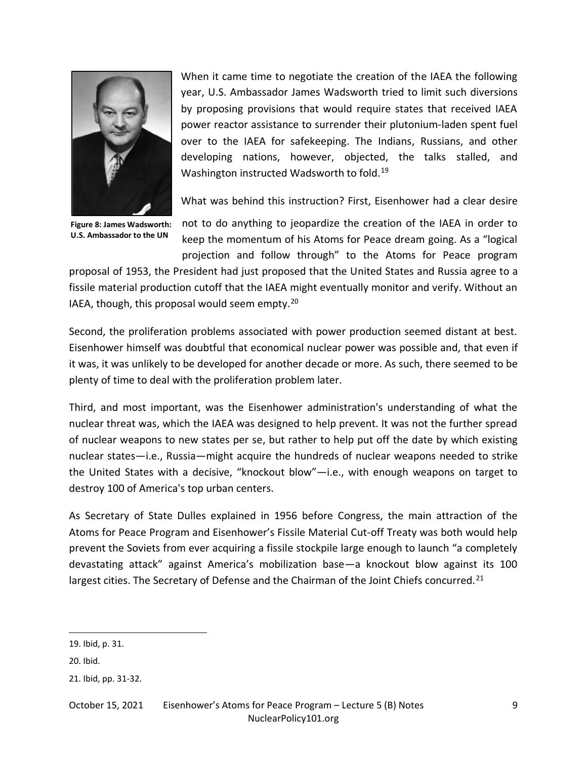When it came time to negotiate the creation of the IAEA the following year, U.S. Ambassador James Wadsworth tried to limit such diversions by proposing provisions that would require states that received IAEA power reactor assistance to surrender their plutonium-laden spent fuel over to the IAEA for safekeeping. The Indians, Russians, and other developing nations, however, objected, the talks stalled, and Washington instructed Wadsworth to fold.[19]

**Figure 8: James Wadsworth: U.S. Ambassador to the UN**

What was behind this instruction? First, Eisenhower had a clear desire not to do anything to jeopardize the creation of the IAEA in order to keep the momentum of his Atoms for Peace dream going. As a "logical projection and follow through" to the Atoms for Peace program proposal of 1953, the President had just proposed that the United States and Russia agree to a fissile material production cutoff that the IAEA might eventually monitor and verify. Without an IAEA, though, this proposal would seem empty.[20]

Second, the proliferation problems associated with power production seemed distant at best. Eisenhower himself was doubtful that economical nuclear power was possible and, that even if it was, it was unlikely to be developed for another decade or more. As such, there seemed to be plenty of time to deal with the proliferation problem later.

Third, and most important, was the Eisenhower administration's understanding of what the nuclear threat was, which the IAEA was designed to help prevent. It was not the further spread of nuclear weapons to new states per se, but rather to help put off the date by which existing nuclear states—i.e., Russia—might acquire the hundreds of nuclear weapons needed to strike the United States with a decisive, "knockout blow"—i.e., with enough weapons on target to destroy 100 of America's top urban centers.

As Secretary of State Dulles explained in 1956 before Congress, the main attraction of the Atoms for Peace Program and Eisenhower's Fissile Material Cut-off Treaty was both would help prevent the Soviets from ever acquiring a fissile stockpile large enough to launch "a completely devastating attack" against America's mobilization base—a knockout blow against its 100 largest cities. The Secretary of Defense and the Chairman of the Joint Chiefs concurred.[21]

---

19. Ibid, p. 31.

20. Ibid.

21. Ibid, pp. 31-32.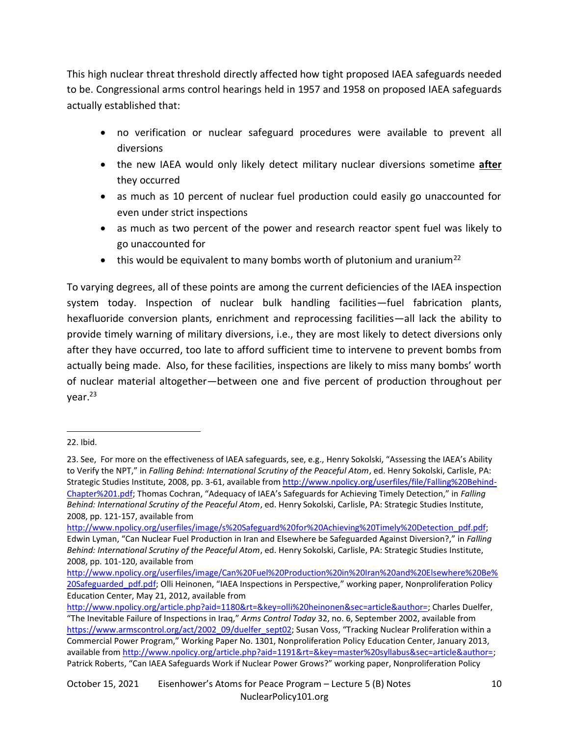This high nuclear threat threshold directly affected how tight proposed IAEA safeguards needed to be. Congressional arms control hearings held in 1957 and 1958 on proposed IAEA safeguards actually established that:

- no verification or nuclear safeguard procedures were available to prevent all diversions
- the new IAEA would only likely detect military nuclear diversions sometime **after** they occurred
- as much as 10 percent of nuclear fuel production could easily go unaccounted for even under strict inspections
- as much as two percent of the power and research reactor spent fuel was likely to go unaccounted for
- this would be equivalent to many bombs worth of plutonium and uranium[22]

To varying degrees, all of these points are among the current deficiencies of the IAEA inspection system today. Inspection of nuclear bulk handling facilities—fuel fabrication plants, hexafluoride conversion plants, enrichment and reprocessing facilities—all lack the ability to provide timely warning of military diversions, i.e., they are most likely to detect diversions only after they have occurred, too late to afford sufficient time to intervene to prevent bombs from actually being made. Also, for these facilities, inspections are likely to miss many bombs' worth of nuclear material altogether—between one and five percent of production throughout per year.[23]

---

22. Ibid.

23. See, For more on the effectiveness of IAEA safeguards, see, e.g., Henry Sokolski, "Assessing the IAEA's Ability to Verify the NPT," in *Falling Behind: International Scrutiny of the Peaceful Atom*, ed. Henry Sokolski, Carlisle, PA: Strategic Studies Institute, 2008, pp. 3-61, available from http://www.npolicy.org/userfiles/file/Falling%20Behind-Chapter%201.pdf; Thomas Cochran, "Adequacy of IAEA's Safeguards for Achieving Timely Detection," in *Falling Behind: International Scrutiny of the Peaceful Atom*, ed. Henry Sokolski, Carlisle, PA: Strategic Studies Institute, 2008, pp. 121-157, available from http://www.npolicy.org/userfiles/image/s%20Safeguard%20for%20Achieving%20Timely%20Detection_pdf.pdf; Edwin Lyman, "Can Nuclear Fuel Production in Iran and Elsewhere be Safeguarded Against Diversion?," in *Falling Behind: International Scrutiny of the Peaceful Atom*, ed. Henry Sokolski, Carlisle, PA: Strategic Studies Institute, 2008, pp. 101-120, available from http://www.npolicy.org/userfiles/image/Can%20Fuel%20Production%20in%20Iran%20and%20Elsewhere%20Be%20Safeguarded_pdf.pdf; Olli Heinonen, "IAEA Inspections in Perspective," working paper, Nonproliferation Policy Education Center, May 21, 2012, available from http://www.npolicy.org/article.php?aid=1180&rt=&key=olli%20heinonen&sec=article&author=; Charles Duelfer, "The Inevitable Failure of Inspections in Iraq," *Arms Control Today* 32, no. 6, September 2002, available from https://www.armscontrol.org/act/2002_09/duelfer_sept02; Susan Voss, "Tracking Nuclear Proliferation within a Commercial Power Program," Working Paper No. 1301, Nonproliferation Policy Education Center, January 2013, available from http://www.npolicy.org/article.php?aid=1191&rt=&key=master%20syllabus&sec=article&author=; Patrick Roberts, "Can IAEA Safeguards Work if Nuclear Power Grows?" working paper, Nonproliferation Policy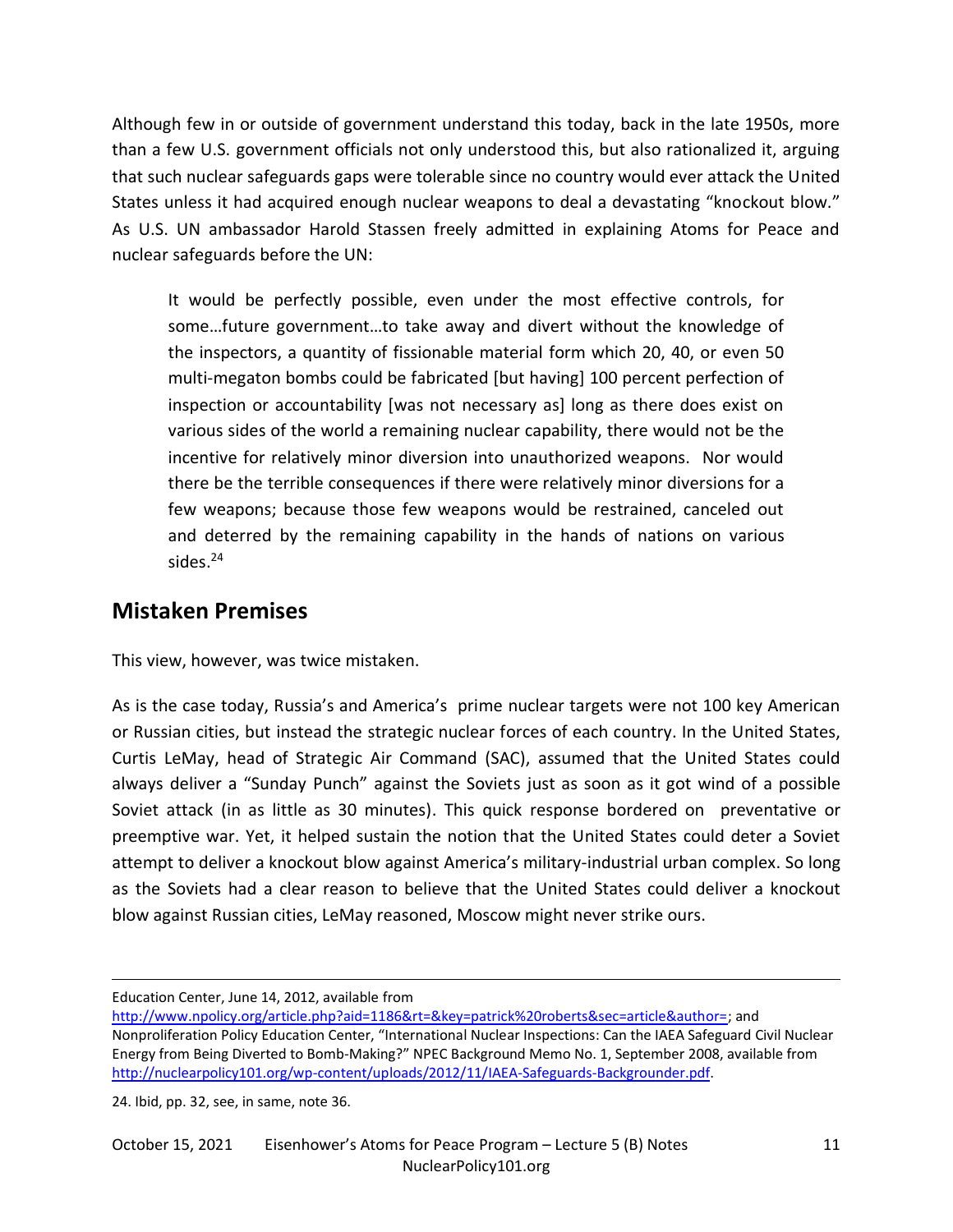Although few in or outside of government understand this today, back in the late 1950s, more than a few U.S. government officials not only understood this, but also rationalized it, arguing that such nuclear safeguards gaps were tolerable since no country would ever attack the United States unless it had acquired enough nuclear weapons to deal a devastating "knockout blow." As U.S. UN ambassador Harold Stassen freely admitted in explaining Atoms for Peace and nuclear safeguards before the UN:

> It would be perfectly possible, even under the most effective controls, for some…future government…to take away and divert without the knowledge of the inspectors, a quantity of fissionable material form which 20, 40, or even 50 multi-megaton bombs could be fabricated [but having] 100 percent perfection of inspection or accountability [was not necessary as] long as there does exist on various sides of the world a remaining nuclear capability, there would not be the incentive for relatively minor diversion into unauthorized weapons. Nor would there be the terrible consequences if there were relatively minor diversions for a few weapons; because those few weapons would be restrained, canceled out and deterred by the remaining capability in the hands of nations on various sides.[24]

## Mistaken Premises

This view, however, was twice mistaken.

As is the case today, Russia's and America's prime nuclear targets were not 100 key American or Russian cities, but instead the strategic nuclear forces of each country. In the United States, Curtis LeMay, head of Strategic Air Command (SAC), assumed that the United States could always deliver a "Sunday Punch" against the Soviets just as soon as it got wind of a possible Soviet attack (in as little as 30 minutes). This quick response bordered on preventative or preemptive war. Yet, it helped sustain the notion that the United States could deter a Soviet attempt to deliver a knockout blow against America's military-industrial urban complex. So long as the Soviets had a clear reason to believe that the United States could deliver a knockout blow against Russian cities, LeMay reasoned, Moscow might never strike ours.

---

Education Center, June 14, 2012, available from http://www.npolicy.org/article.php?aid=1186&rt=&key=patrick%20roberts&sec=article&author=; and Nonproliferation Policy Education Center, "International Nuclear Inspections: Can the IAEA Safeguard Civil Nuclear Energy from Being Diverted to Bomb-Making?" NPEC Background Memo No. 1, September 2008, available from http://nuclearpolicy101.org/wp-content/uploads/2012/11/IAEA-Safeguards-Backgrounder.pdf.

24. Ibid, pp. 32, see, in same, note 36.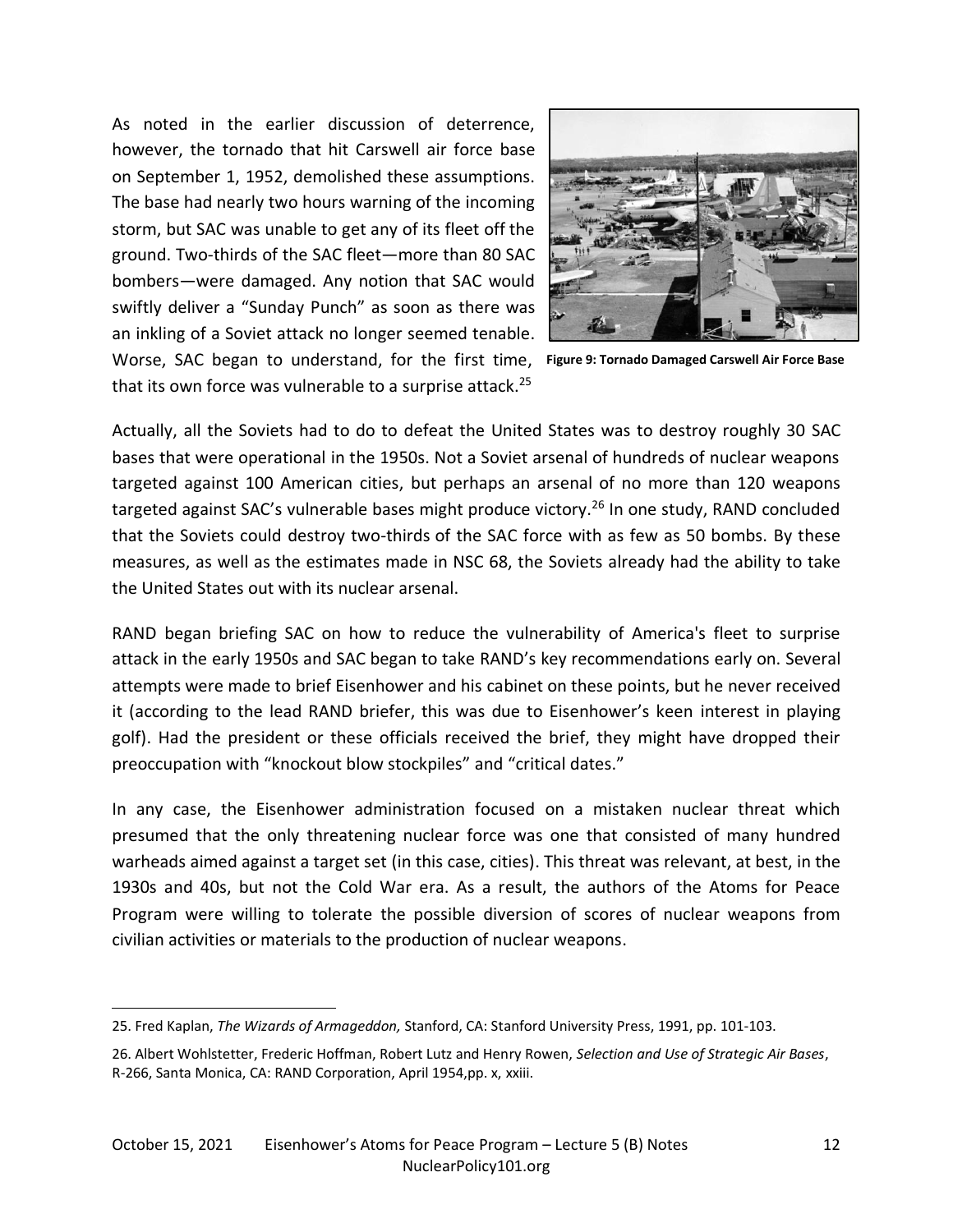As noted in the earlier discussion of deterrence, however, the tornado that hit Carswell air force base on September 1, 1952, demolished these assumptions. The base had nearly two hours warning of the incoming storm, but SAC was unable to get any of its fleet off the ground. Two-thirds of the SAC fleet—more than 80 SAC bombers—were damaged. Any notion that SAC would swiftly deliver a "Sunday Punch" as soon as there was an inkling of a Soviet attack no longer seemed tenable. Worse, SAC began to understand, for the first time, that its own force was vulnerable to a surprise attack.[25]

**Figure 9: Tornado Damaged Carswell Air Force Base**

Actually, all the Soviets had to do to defeat the United States was to destroy roughly 30 SAC bases that were operational in the 1950s. Not a Soviet arsenal of hundreds of nuclear weapons targeted against 100 American cities, but perhaps an arsenal of no more than 120 weapons targeted against SAC's vulnerable bases might produce victory.[26] In one study, RAND concluded that the Soviets could destroy two-thirds of the SAC force with as few as 50 bombs. By these measures, as well as the estimates made in NSC 68, the Soviets already had the ability to take the United States out with its nuclear arsenal.

RAND began briefing SAC on how to reduce the vulnerability of America's fleet to surprise attack in the early 1950s and SAC began to take RAND's key recommendations early on. Several attempts were made to brief Eisenhower and his cabinet on these points, but he never received it (according to the lead RAND briefer, this was due to Eisenhower's keen interest in playing golf). Had the president or these officials received the brief, they might have dropped their preoccupation with "knockout blow stockpiles" and "critical dates."

In any case, the Eisenhower administration focused on a mistaken nuclear threat which presumed that the only threatening nuclear force was one that consisted of many hundred warheads aimed against a target set (in this case, cities). This threat was relevant, at best, in the 1930s and 40s, but not the Cold War era. As a result, the authors of the Atoms for Peace Program were willing to tolerate the possible diversion of scores of nuclear weapons from civilian activities or materials to the production of nuclear weapons.

---

25. Fred Kaplan, *The Wizards of Armageddon,* Stanford, CA: Stanford University Press, 1991, pp. 101-103.

26. Albert Wohlstetter, Frederic Hoffman, Robert Lutz and Henry Rowen, *Selection and Use of Strategic Air Bases*, R-266, Santa Monica, CA: RAND Corporation, April 1954,pp. x, xxiii.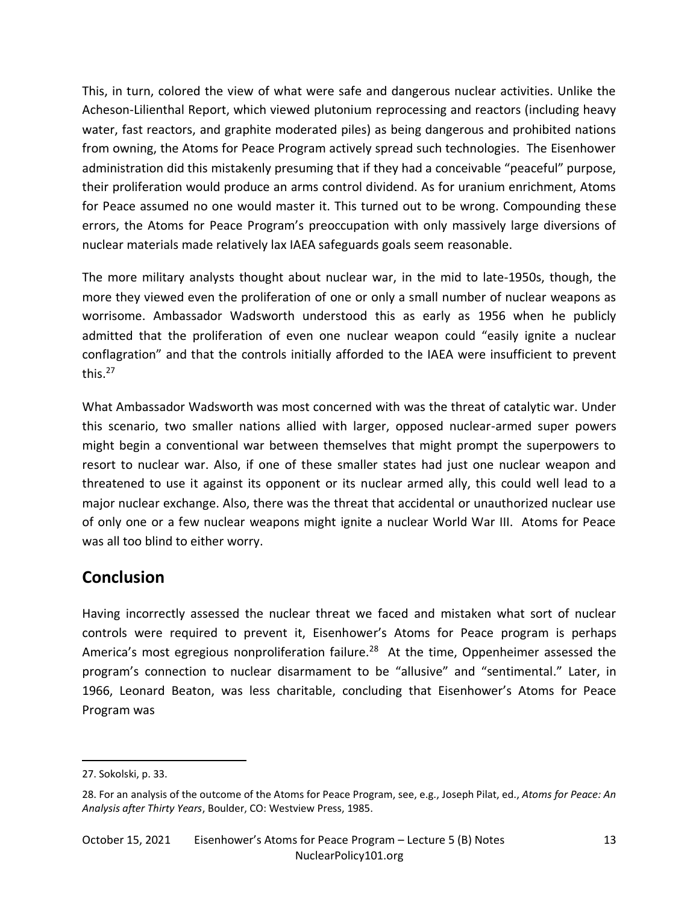This, in turn, colored the view of what were safe and dangerous nuclear activities. Unlike the Acheson-Lilienthal Report, which viewed plutonium reprocessing and reactors (including heavy water, fast reactors, and graphite moderated piles) as being dangerous and prohibited nations from owning, the Atoms for Peace Program actively spread such technologies. The Eisenhower administration did this mistakenly presuming that if they had a conceivable "peaceful" purpose, their proliferation would produce an arms control dividend. As for uranium enrichment, Atoms for Peace assumed no one would master it. This turned out to be wrong. Compounding these errors, the Atoms for Peace Program's preoccupation with only massively large diversions of nuclear materials made relatively lax IAEA safeguards goals seem reasonable.

The more military analysts thought about nuclear war, in the mid to late-1950s, though, the more they viewed even the proliferation of one or only a small number of nuclear weapons as worrisome. Ambassador Wadsworth understood this as early as 1956 when he publicly admitted that the proliferation of even one nuclear weapon could "easily ignite a nuclear conflagration" and that the controls initially afforded to the IAEA were insufficient to prevent this.[27]

What Ambassador Wadsworth was most concerned with was the threat of catalytic war. Under this scenario, two smaller nations allied with larger, opposed nuclear-armed super powers might begin a conventional war between themselves that might prompt the superpowers to resort to nuclear war. Also, if one of these smaller states had just one nuclear weapon and threatened to use it against its opponent or its nuclear armed ally, this could well lead to a major nuclear exchange. Also, there was the threat that accidental or unauthorized nuclear use of only one or a few nuclear weapons might ignite a nuclear World War III. Atoms for Peace was all too blind to either worry.

## Conclusion

Having incorrectly assessed the nuclear threat we faced and mistaken what sort of nuclear controls were required to prevent it, Eisenhower's Atoms for Peace program is perhaps America's most egregious nonproliferation failure.[28] At the time, Oppenheimer assessed the program's connection to nuclear disarmament to be "allusive" and "sentimental." Later, in 1966, Leonard Beaton, was less charitable, concluding that Eisenhower's Atoms for Peace Program was

---

27. Sokolski, p. 33.

28. For an analysis of the outcome of the Atoms for Peace Program, see, e.g., Joseph Pilat, ed., *Atoms for Peace: An Analysis after Thirty Years*, Boulder, CO: Westview Press, 1985.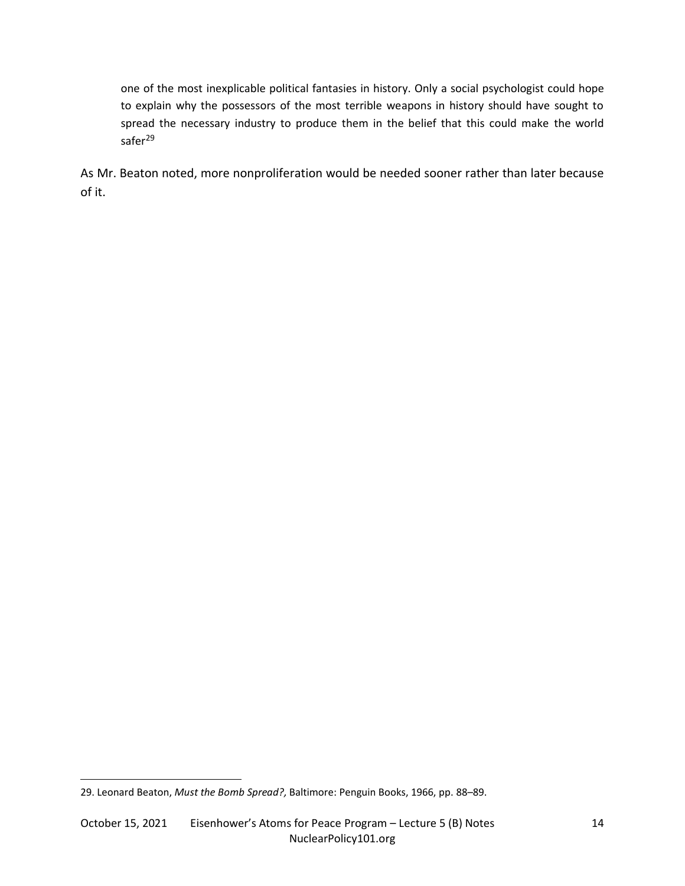> one of the most inexplicable political fantasies in history. Only a social psychologist could hope to explain why the possessors of the most terrible weapons in history should have sought to spread the necessary industry to produce them in the belief that this could make the world safer[29]

As Mr. Beaton noted, more nonproliferation would be needed sooner rather than later because of it.

---

29. Leonard Beaton, *Must the Bomb Spread?,* Baltimore: Penguin Books, 1966, pp. 88–89.